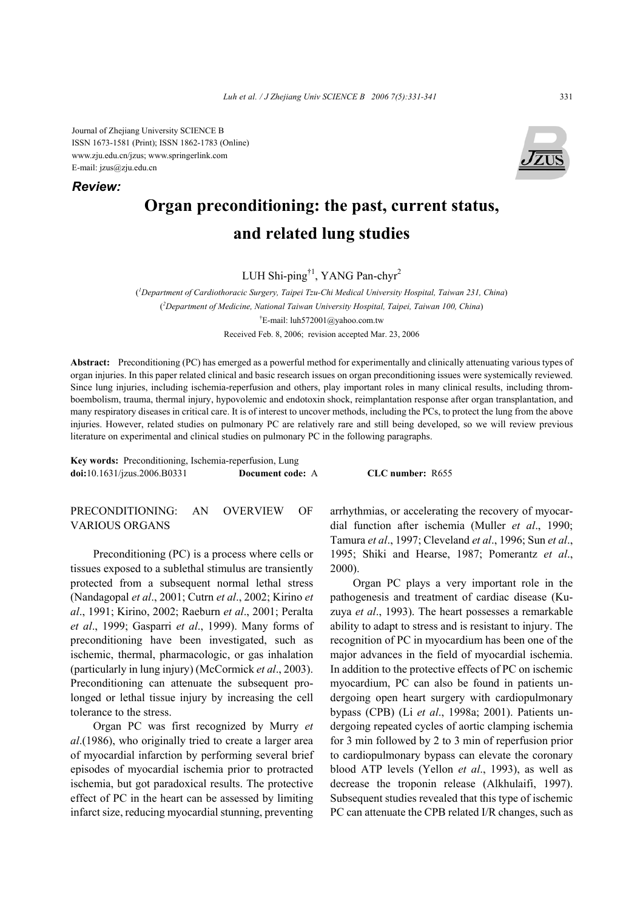Journal of Zhejiang University SCIENCE B
ISSN 1673-1581 (Print); ISSN 1862-1783 (Online)
www.zju.edu.cn/jzus; www.springerlink.com
E-mail: jzus@zju.edu.cn

***Review:***

# Organ preconditioning: the past, current status, and related lung studies

LUH Shi-ping[†1], YANG Pan-chyr[2]

([1]*Department of Cardiothoracic Surgery, Taipei Tzu-Chi Medical University Hospital, Taiwan 231, China*)
([2]*Department of Medicine, National Taiwan University Hospital, Taipei, Taiwan 100, China*)
[†]E-mail: luh572001@yahoo.com.tw
Received Feb. 8, 2006; revision accepted Mar. 23, 2006

**Abstract:** Preconditioning (PC) has emerged as a powerful method for experimentally and clinically attenuating various types of organ injuries. In this paper related clinical and basic research issues on organ preconditioning issues were systemically reviewed. Since lung injuries, including ischemia-reperfusion and others, play important roles in many clinical results, including thromboembolism, trauma, thermal injury, hypovolemic and endotoxin shock, reimplantation response after organ transplantation, and many respiratory diseases in critical care. It is of interest to uncover methods, including the PCs, to protect the lung from the above injuries. However, related studies on pulmonary PC are relatively rare and still being developed, so we will review previous literature on experimental and clinical studies on pulmonary PC in the following paragraphs.

**Key words:** Preconditioning, Ischemia-reperfusion, Lung
**doi:**10.1631/jzus.2006.B0331 **Document code:** A **CLC number:** R655

## PRECONDITIONING: AN OVERVIEW OF VARIOUS ORGANS

Preconditioning (PC) is a process where cells or tissues exposed to a sublethal stimulus are transiently protected from a subsequent normal lethal stress (Nandagopal *et al*., 2001; Cutrn *et al*., 2002; Kirino *et al*., 1991; Kirino, 2002; Raeburn *et al*., 2001; Peralta *et al*., 1999; Gasparri *et al*., 1999). Many forms of preconditioning have been investigated, such as ischemic, thermal, pharmacologic, or gas inhalation (particularly in lung injury) (McCormick *et al*., 2003). Preconditioning can attenuate the subsequent prolonged or lethal tissue injury by increasing the cell tolerance to the stress.

Organ PC was first recognized by Murry *et al*.(1986), who originally tried to create a larger area of myocardial infarction by performing several brief episodes of myocardial ischemia prior to protracted ischemia, but got paradoxical results. The protective effect of PC in the heart can be assessed by limiting infarct size, reducing myocardial stunning, preventing arrhythmias, or accelerating the recovery of myocardial function after ischemia (Muller *et al*., 1990; Tamura *et al*., 1997; Cleveland *et al*., 1996; Sun *et al*., 1995; Shiki and Hearse, 1987; Pomerantz *et al*., 2000).

Organ PC plays a very important role in the pathogenesis and treatment of cardiac disease (Kuzuya *et al*., 1993). The heart possesses a remarkable ability to adapt to stress and is resistant to injury. The recognition of PC in myocardium has been one of the major advances in the field of myocardial ischemia. In addition to the protective effects of PC on ischemic myocardium, PC can also be found in patients undergoing open heart surgery with cardiopulmonary bypass (CPB) (Li *et al*., 1998a; 2001). Patients undergoing repeated cycles of aortic clamping ischemia for 3 min followed by 2 to 3 min of reperfusion prior to cardiopulmonary bypass can elevate the coronary blood ATP levels (Yellon *et al*., 1993), as well as decrease the troponin release (Alkhulaifi, 1997). Subsequent studies revealed that this type of ischemic PC can attenuate the CPB related I/R changes, such as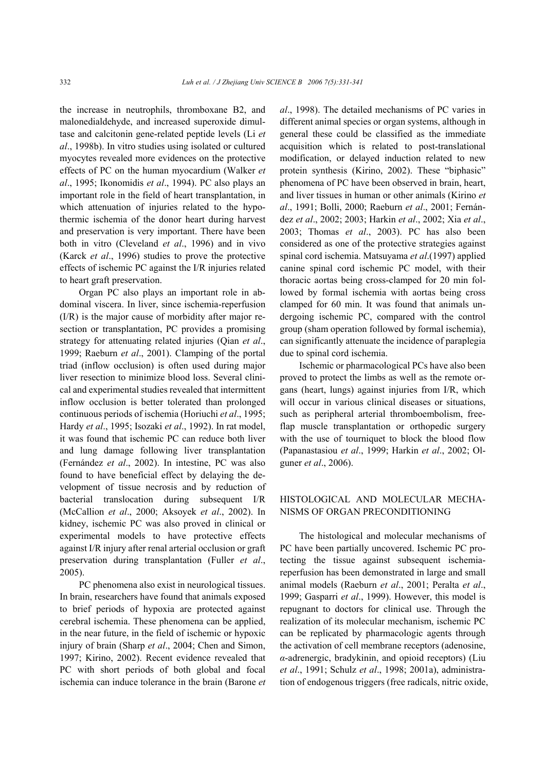the increase in neutrophils, thromboxane B2, and malonedialdehyde, and increased superoxide dimultase and calcitonin gene-related peptide levels (Li *et al*., 1998b). In vitro studies using isolated or cultured myocytes revealed more evidences on the protective effects of PC on the human myocardium (Walker *et al*., 1995; Ikonomidis *et al*., 1994). PC also plays an important role in the field of heart transplantation, in which attenuation of injuries related to the hypothermic ischemia of the donor heart during harvest and preservation is very important. There have been both in vitro (Cleveland *et al*., 1996) and in vivo (Karck *et al*., 1996) studies to prove the protective effects of ischemic PC against the I/R injuries related to heart graft preservation.

Organ PC also plays an important role in abdominal viscera. In liver, since ischemia-reperfusion (I/R) is the major cause of morbidity after major resection or transplantation, PC provides a promising strategy for attenuating related injuries (Qian *et al*., 1999; Raeburn *et al*., 2001). Clamping of the portal triad (inflow occlusion) is often used during major liver resection to minimize blood loss. Several clinical and experimental studies revealed that intermittent inflow occlusion is better tolerated than prolonged continuous periods of ischemia (Horiuchi *et al*., 1995; Hardy *et al*., 1995; Isozaki *et al*., 1992). In rat model, it was found that ischemic PC can reduce both liver and lung damage following liver transplantation (Fernández *et al*., 2002). In intestine, PC was also found to have beneficial effect by delaying the development of tissue necrosis and by reduction of bacterial translocation during subsequent I/R (McCallion *et al*., 2000; Aksoyek *et al*., 2002). In kidney, ischemic PC was also proved in clinical or experimental models to have protective effects against I/R injury after renal arterial occlusion or graft preservation during transplantation (Fuller *et al*., 2005).

PC phenomena also exist in neurological tissues. In brain, researchers have found that animals exposed to brief periods of hypoxia are protected against cerebral ischemia. These phenomena can be applied, in the near future, in the field of ischemic or hypoxic injury of brain (Sharp *et al*., 2004; Chen and Simon, 1997; Kirino, 2002). Recent evidence revealed that PC with short periods of both global and focal ischemia can induce tolerance in the brain (Barone *et al*., 1998). The detailed mechanisms of PC varies in different animal species or organ systems, although in general these could be classified as the immediate acquisition which is related to post-translational modification, or delayed induction related to new protein synthesis (Kirino, 2002). These "biphasic" phenomena of PC have been observed in brain, heart, and liver tissues in human or other animals (Kirino *et al*., 1991; Bolli, 2000; Raeburn *et al*., 2001; Fernández *et al*., 2002; 2003; Harkin *et al*., 2002; Xia *et al*., 2003; Thomas *et al*., 2003). PC has also been considered as one of the protective strategies against spinal cord ischemia. Matsuyama *et al*.(1997) applied canine spinal cord ischemic PC model, with their thoracic aortas being cross-clamped for 20 min followed by formal ischemia with aortas being cross clamped for 60 min. It was found that animals undergoing ischemic PC, compared with the control group (sham operation followed by formal ischemia), can significantly attenuate the incidence of paraplegia due to spinal cord ischemia.

Ischemic or pharmacological PCs have also been proved to protect the limbs as well as the remote organs (heart, lungs) against injuries from I/R, which will occur in various clinical diseases or situations, such as peripheral arterial thromboembolism, free-flap muscle transplantation or orthopedic surgery with the use of tourniquet to block the blood flow (Papanastasiou *et al*., 1999; Harkin *et al*., 2002; Olguner *et al*., 2006).

## HISTOLOGICAL AND MOLECULAR MECHANISMS OF ORGAN PRECONDITIONING

The histological and molecular mechanisms of PC have been partially uncovered. Ischemic PC protecting the tissue against subsequent ischemia-reperfusion has been demonstrated in large and small animal models (Raeburn *et al*., 2001; Peralta *et al*., 1999; Gasparri *et al*., 1999). However, this model is repugnant to doctors for clinical use. Through the realization of its molecular mechanism, ischemic PC can be replicated by pharmacologic agents through the activation of cell membrane receptors (adenosine, $\alpha$-adrenergic, bradykinin, and opioid receptors) (Liu *et al*., 1991; Schulz *et al*., 1998; 2001a), administration of endogenous triggers (free radicals, nitric oxide,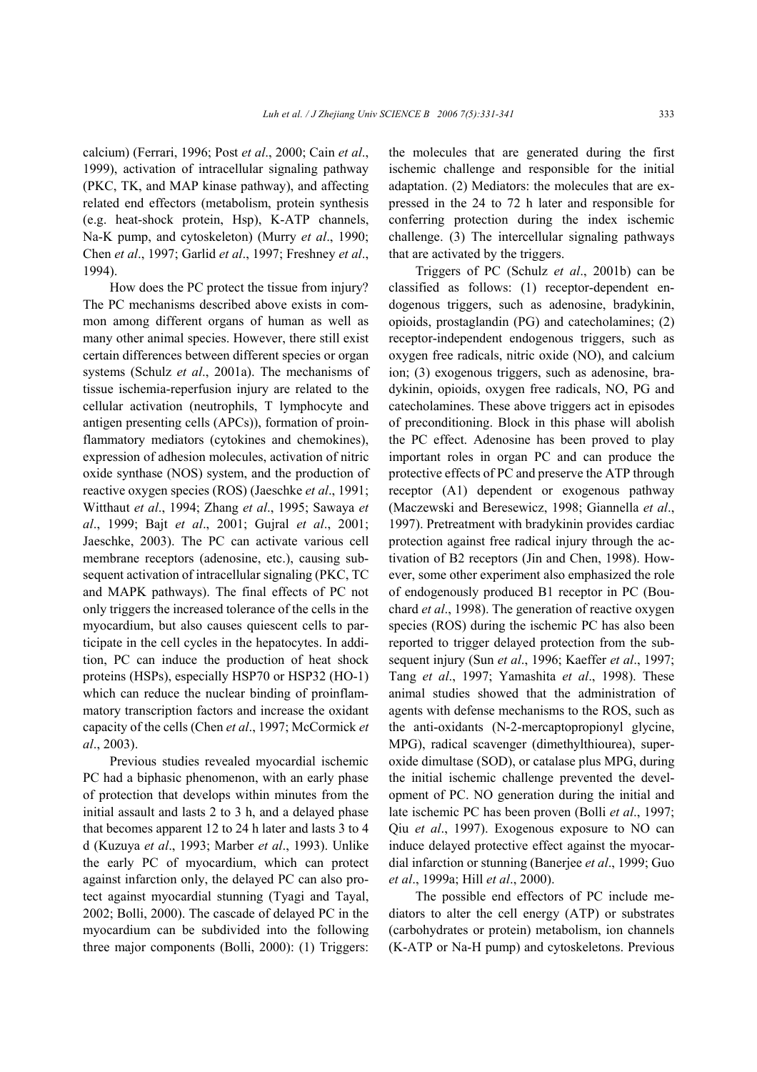calcium) (Ferrari, 1996; Post *et al*., 2000; Cain *et al*., 1999), activation of intracellular signaling pathway (PKC, TK, and MAP kinase pathway), and affecting related end effectors (metabolism, protein synthesis (e.g. heat-shock protein, Hsp), K-ATP channels, Na-K pump, and cytoskeleton) (Murry *et al*., 1990; Chen *et al*., 1997; Garlid *et al*., 1997; Freshney *et al*., 1994).

How does the PC protect the tissue from injury? The PC mechanisms described above exists in common among different organs of human as well as many other animal species. However, there still exist certain differences between different species or organ systems (Schulz *et al*., 2001a). The mechanisms of tissue ischemia-reperfusion injury are related to the cellular activation (neutrophils, T lymphocyte and antigen presenting cells (APCs)), formation of proinflammatory mediators (cytokines and chemokines), expression of adhesion molecules, activation of nitric oxide synthase (NOS) system, and the production of reactive oxygen species (ROS) (Jaeschke *et al*., 1991; Witthaut *et al*., 1994; Zhang *et al*., 1995; Sawaya *et al*., 1999; Bajt *et al*., 2001; Gujral *et al*., 2001; Jaeschke, 2003). The PC can activate various cell membrane receptors (adenosine, etc.), causing subsequent activation of intracellular signaling (PKC, TC and MAPK pathways). The final effects of PC not only triggers the increased tolerance of the cells in the myocardium, but also causes quiescent cells to participate in the cell cycles in the hepatocytes. In addition, PC can induce the production of heat shock proteins (HSPs), especially HSP70 or HSP32 (HO-1) which can reduce the nuclear binding of proinflammatory transcription factors and increase the oxidant capacity of the cells (Chen *et al*., 1997; McCormick *et al*., 2003).

Previous studies revealed myocardial ischemic PC had a biphasic phenomenon, with an early phase of protection that develops within minutes from the initial assault and lasts 2 to 3 h, and a delayed phase that becomes apparent 12 to 24 h later and lasts 3 to 4 d (Kuzuya *et al*., 1993; Marber *et al*., 1993). Unlike the early PC of myocardium, which can protect against infarction only, the delayed PC can also protect against myocardial stunning (Tyagi and Tayal, 2002; Bolli, 2000). The cascade of delayed PC in the myocardium can be subdivided into the following three major components (Bolli, 2000): (1) Triggers: the molecules that are generated during the first ischemic challenge and responsible for the initial adaptation. (2) Mediators: the molecules that are expressed in the 24 to 72 h later and responsible for conferring protection during the index ischemic challenge. (3) The intercellular signaling pathways that are activated by the triggers.

Triggers of PC (Schulz *et al*., 2001b) can be classified as follows: (1) receptor-dependent endogenous triggers, such as adenosine, bradykinin, opioids, prostaglandin (PG) and catecholamines; (2) receptor-independent endogenous triggers, such as oxygen free radicals, nitric oxide (NO), and calcium ion; (3) exogenous triggers, such as adenosine, bradykinin, opioids, oxygen free radicals, NO, PG and catecholamines. These above triggers act in episodes of preconditioning. Block in this phase will abolish the PC effect. Adenosine has been proved to play important roles in organ PC and can produce the protective effects of PC and preserve the ATP through receptor (A1) dependent or exogenous pathway (Maczewski and Beresewicz, 1998; Giannella *et al*., 1997). Pretreatment with bradykinin provides cardiac protection against free radical injury through the activation of B2 receptors (Jin and Chen, 1998). However, some other experiment also emphasized the role of endogenously produced B1 receptor in PC (Bouchard *et al*., 1998). The generation of reactive oxygen species (ROS) during the ischemic PC has also been reported to trigger delayed protection from the subsequent injury (Sun *et al*., 1996; Kaeffer *et al*., 1997; Tang *et al*., 1997; Yamashita *et al*., 1998). These animal studies showed that the administration of agents with defense mechanisms to the ROS, such as the anti-oxidants (N-2-mercaptopropionyl glycine, MPG), radical scavenger (dimethylthiourea), superoxide dimultase (SOD), or catalase plus MPG, during the initial ischemic challenge prevented the development of PC. NO generation during the initial and late ischemic PC has been proven (Bolli *et al*., 1997; Qiu *et al*., 1997). Exogenous exposure to NO can induce delayed protective effect against the myocardial infarction or stunning (Banerjee *et al*., 1999; Guo *et al*., 1999a; Hill *et al*., 2000).

The possible end effectors of PC include mediators to alter the cell energy (ATP) or substrates (carbohydrates or protein) metabolism, ion channels (K-ATP or Na-H pump) and cytoskeletons. Previous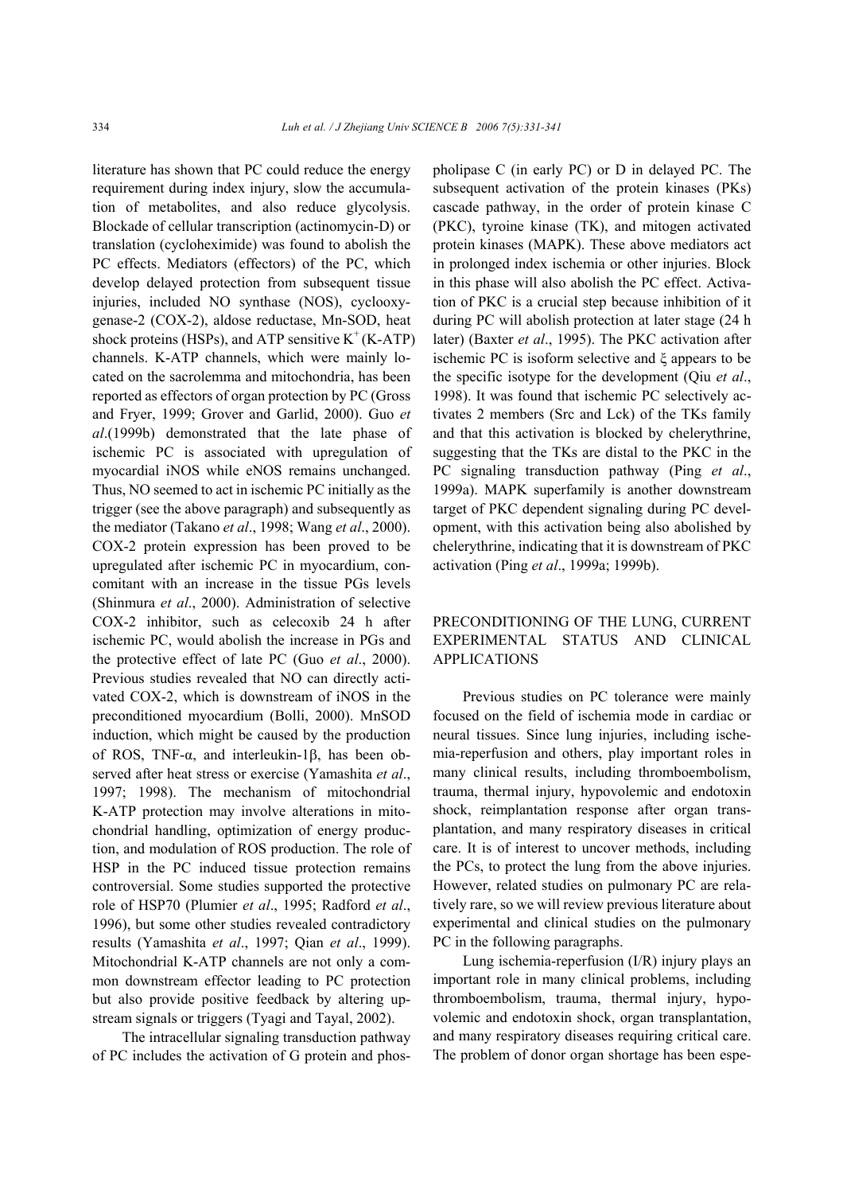literature has shown that PC could reduce the energy requirement during index injury, slow the accumulation of metabolites, and also reduce glycolysis. Blockade of cellular transcription (actinomycin-D) or translation (cycloheximide) was found to abolish the PC effects. Mediators (effectors) of the PC, which develop delayed protection from subsequent tissue injuries, included NO synthase (NOS), cyclooxygenase-2 (COX-2), aldose reductase, Mn-SOD, heat shock proteins (HSPs), and ATP sensitive $K^+$ (K-ATP) channels. K-ATP channels, which were mainly located on the sacrolemma and mitochondria, has been reported as effectors of organ protection by PC (Gross and Fryer, 1999; Grover and Garlid, 2000). Guo *et al*.(1999b) demonstrated that the late phase of ischemic PC is associated with upregulation of myocardial iNOS while eNOS remains unchanged. Thus, NO seemed to act in ischemic PC initially as the trigger (see the above paragraph) and subsequently as the mediator (Takano *et al*., 1998; Wang *et al*., 2000). COX-2 protein expression has been proved to be upregulated after ischemic PC in myocardium, concomitant with an increase in the tissue PGs levels (Shinmura *et al*., 2000). Administration of selective COX-2 inhibitor, such as celecoxib 24 h after ischemic PC, would abolish the increase in PGs and the protective effect of late PC (Guo *et al*., 2000). Previous studies revealed that NO can directly activated COX-2, which is downstream of iNOS in the preconditioned myocardium (Bolli, 2000). MnSOD induction, which might be caused by the production of ROS, TNF-α, and interleukin-1β, has been observed after heat stress or exercise (Yamashita *et al*., 1997; 1998). The mechanism of mitochondrial K-ATP protection may involve alterations in mitochondrial handling, optimization of energy production, and modulation of ROS production. The role of HSP in the PC induced tissue protection remains controversial. Some studies supported the protective role of HSP70 (Plumier *et al*., 1995; Radford *et al*., 1996), but some other studies revealed contradictory results (Yamashita *et al*., 1997; Qian *et al*., 1999). Mitochondrial K-ATP channels are not only a common downstream effector leading to PC protection but also provide positive feedback by altering upstream signals or triggers (Tyagi and Tayal, 2002).

The intracellular signaling transduction pathway of PC includes the activation of G protein and phospholipase C (in early PC) or D in delayed PC. The subsequent activation of the protein kinases (PKs) cascade pathway, in the order of protein kinase C (PKC), tyroine kinase (TK), and mitogen activated protein kinases (MAPK). These above mediators act in prolonged index ischemia or other injuries. Block in this phase will also abolish the PC effect. Activation of PKC is a crucial step because inhibition of it during PC will abolish protection at later stage (24 h later) (Baxter *et al*., 1995). The PKC activation after ischemic PC is isoform selective and ξ appears to be the specific isotype for the development (Qiu *et al*., 1998). It was found that ischemic PC selectively activates 2 members (Src and Lck) of the TKs family and that this activation is blocked by chelerythrine, suggesting that the TKs are distal to the PKC in the PC signaling transduction pathway (Ping *et al*., 1999a). MAPK superfamily is another downstream target of PKC dependent signaling during PC development, with this activation being also abolished by chelerythrine, indicating that it is downstream of PKC activation (Ping *et al*., 1999a; 1999b).

## PRECONDITIONING OF THE LUNG, CURRENT EXPERIMENTAL STATUS AND CLINICAL APPLICATIONS

Previous studies on PC tolerance were mainly focused on the field of ischemia mode in cardiac or neural tissues. Since lung injuries, including ischemia-reperfusion and others, play important roles in many clinical results, including thromboembolism, trauma, thermal injury, hypovolemic and endotoxin shock, reimplantation response after organ transplantation, and many respiratory diseases in critical care. It is of interest to uncover methods, including the PCs, to protect the lung from the above injuries. However, related studies on pulmonary PC are relatively rare, so we will review previous literature about experimental and clinical studies on the pulmonary PC in the following paragraphs.

Lung ischemia-reperfusion (I/R) injury plays an important role in many clinical problems, including thromboembolism, trauma, thermal injury, hypovolemic and endotoxin shock, organ transplantation, and many respiratory diseases requiring critical care. The problem of donor organ shortage has been espe-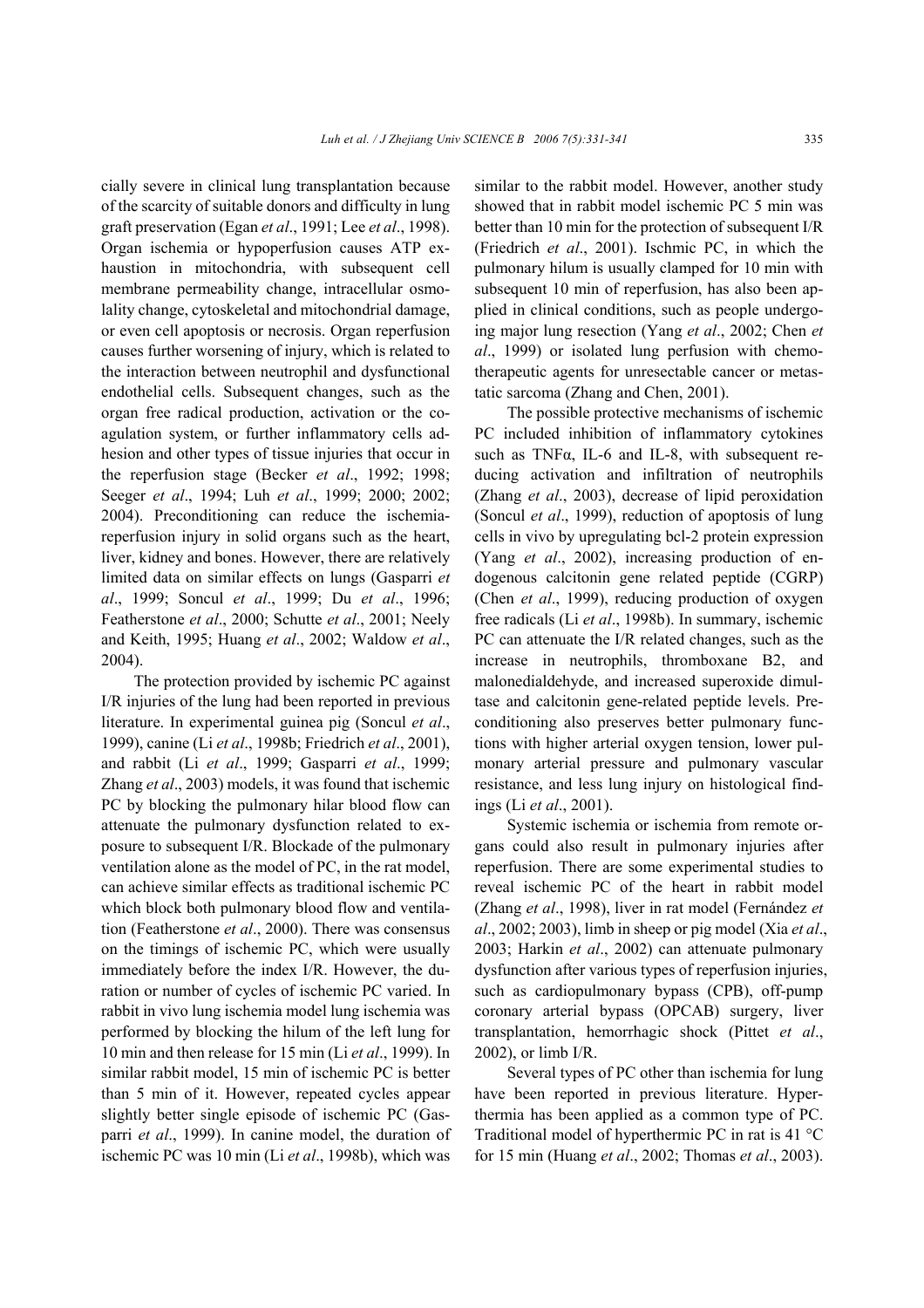cially severe in clinical lung transplantation because of the scarcity of suitable donors and difficulty in lung graft preservation (Egan *et al*., 1991; Lee *et al*., 1998). Organ ischemia or hypoperfusion causes ATP exhaustion in mitochondria, with subsequent cell membrane permeability change, intracellular osmolality change, cytoskeletal and mitochondrial damage, or even cell apoptosis or necrosis. Organ reperfusion causes further worsening of injury, which is related to the interaction between neutrophil and dysfunctional endothelial cells. Subsequent changes, such as the organ free radical production, activation or the coagulation system, or further inflammatory cells adhesion and other types of tissue injuries that occur in the reperfusion stage (Becker *et al*., 1992; 1998; Seeger *et al*., 1994; Luh *et al*., 1999; 2000; 2002; 2004). Preconditioning can reduce the ischemia-reperfusion injury in solid organs such as the heart, liver, kidney and bones. However, there are relatively limited data on similar effects on lungs (Gasparri *et al*., 1999; Soncul *et al*., 1999; Du *et al*., 1996; Featherstone *et al*., 2000; Schutte *et al*., 2001; Neely and Keith, 1995; Huang *et al*., 2002; Waldow *et al*., 2004).

The protection provided by ischemic PC against I/R injuries of the lung had been reported in previous literature. In experimental guinea pig (Soncul *et al*., 1999), canine (Li *et al*., 1998b; Friedrich *et al*., 2001), and rabbit (Li *et al*., 1999; Gasparri *et al*., 1999; Zhang *et al*., 2003) models, it was found that ischemic PC by blocking the pulmonary hilar blood flow can attenuate the pulmonary dysfunction related to exposure to subsequent I/R. Blockade of the pulmonary ventilation alone as the model of PC, in the rat model, can achieve similar effects as traditional ischemic PC which block both pulmonary blood flow and ventilation (Featherstone *et al*., 2000). There was consensus on the timings of ischemic PC, which were usually immediately before the index I/R. However, the duration or number of cycles of ischemic PC varied. In rabbit in vivo lung ischemia model lung ischemia was performed by blocking the hilum of the left lung for 10 min and then release for 15 min (Li *et al*., 1999). In similar rabbit model, 15 min of ischemic PC is better than 5 min of it. However, repeated cycles appear slightly better single episode of ischemic PC (Gasparri *et al*., 1999). In canine model, the duration of ischemic PC was 10 min (Li *et al*., 1998b), which was similar to the rabbit model. However, another study showed that in rabbit model ischemic PC 5 min was better than 10 min for the protection of subsequent I/R (Friedrich *et al*., 2001). Ischmic PC, in which the pulmonary hilum is usually clamped for 10 min with subsequent 10 min of reperfusion, has also been applied in clinical conditions, such as people undergoing major lung resection (Yang *et al*., 2002; Chen *et al*., 1999) or isolated lung perfusion with chemotherapeutic agents for unresectable cancer or metastatic sarcoma (Zhang and Chen, 2001).

The possible protective mechanisms of ischemic PC included inhibition of inflammatory cytokines such as TNFα, IL-6 and IL-8, with subsequent reducing activation and infiltration of neutrophils (Zhang *et al*., 2003), decrease of lipid peroxidation (Soncul *et al*., 1999), reduction of apoptosis of lung cells in vivo by upregulating bcl-2 protein expression (Yang *et al*., 2002), increasing production of endogenous calcitonin gene related peptide (CGRP) (Chen *et al*., 1999), reducing production of oxygen free radicals (Li *et al*., 1998b). In summary, ischemic PC can attenuate the I/R related changes, such as the increase in neutrophils, thromboxane B2, and malonedialdehyde, and increased superoxide dimultase and calcitonin gene-related peptide levels. Preconditioning also preserves better pulmonary functions with higher arterial oxygen tension, lower pulmonary arterial pressure and pulmonary vascular resistance, and less lung injury on histological findings (Li *et al*., 2001).

Systemic ischemia or ischemia from remote organs could also result in pulmonary injuries after reperfusion. There are some experimental studies to reveal ischemic PC of the heart in rabbit model (Zhang *et al*., 1998), liver in rat model (Fernández *et al*., 2002; 2003), limb in sheep or pig model (Xia *et al*., 2003; Harkin *et al*., 2002) can attenuate pulmonary dysfunction after various types of reperfusion injuries, such as cardiopulmonary bypass (CPB), off-pump coronary arterial bypass (OPCAB) surgery, liver transplantation, hemorrhagic shock (Pittet *et al*., 2002), or limb I/R.

Several types of PC other than ischemia for lung have been reported in previous literature. Hyperthermia has been applied as a common type of PC. Traditional model of hyperthermic PC in rat is 41 °C for 15 min (Huang *et al*., 2002; Thomas *et al*., 2003).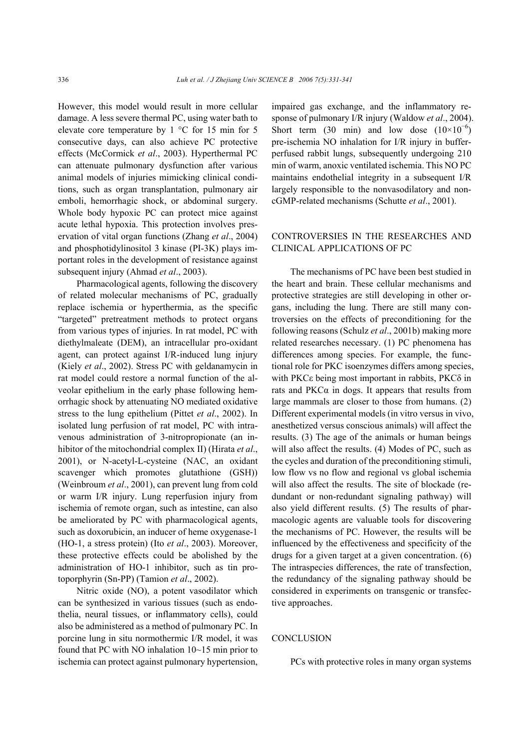However, this model would result in more cellular damage. A less severe thermal PC, using water bath to elevate core temperature by 1 °C for 15 min for 5 consecutive days, can also achieve PC protective effects (McCormick *et al*., 2003). Hyperthermal PC can attenuate pulmonary dysfunction after various animal models of injuries mimicking clinical conditions, such as organ transplantation, pulmonary air emboli, hemorrhagic shock, or abdominal surgery. Whole body hypoxic PC can protect mice against acute lethal hypoxia. This protection involves preservation of vital organ functions (Zhang *et al*., 2004) and phosphotidylinositol 3 kinase (PI-3K) plays important roles in the development of resistance against subsequent injury (Ahmad *et al*., 2003).

Pharmacological agents, following the discovery of related molecular mechanisms of PC, gradually replace ischemia or hyperthermia, as the specific "targeted" pretreatment methods to protect organs from various types of injuries. In rat model, PC with diethylmaleate (DEM), an intracellular pro-oxidant agent, can protect against I/R-induced lung injury (Kiely *et al*., 2002). Stress PC with geldanamycin in rat model could restore a normal function of the alveolar epithelium in the early phase following hemorrhagic shock by attenuating NO mediated oxidative stress to the lung epithelium (Pittet *et al*., 2002). In isolated lung perfusion of rat model, PC with intravenous administration of 3-nitropropionate (an inhibitor of the mitochondrial complex II) (Hirata *et al*., 2001), or N-acetyl-L-cysteine (NAC, an oxidant scavenger which promotes glutathione (GSH)) (Weinbroum *et al*., 2001), can prevent lung from cold or warm I/R injury. Lung reperfusion injury from ischemia of remote organ, such as intestine, can also be ameliorated by PC with pharmacological agents, such as doxorubicin, an inducer of heme oxygenase-1 (HO-1, a stress protein) (Ito *et al*., 2003). Moreover, these protective effects could be abolished by the administration of HO-1 inhibitor, such as tin protoporphyrin (Sn-PP) (Tamion *et al*., 2002).

Nitric oxide (NO), a potent vasodilator which can be synthesized in various tissues (such as endothelia, neural tissues, or inflammatory cells), could also be administered as a method of pulmonary PC. In porcine lung in situ normothermic I/R model, it was found that PC with NO inhalation 10~15 min prior to ischemia can protect against pulmonary hypertension, impaired gas exchange, and the inflammatory response of pulmonary I/R injury (Waldow *et al*., 2004). Short term (30 min) and low dose ($10\times10^{-6}$) pre-ischemia NO inhalation for I/R injury in buffer-perfused rabbit lungs, subsequently undergoing 210 min of warm, anoxic ventilated ischemia. This NO PC maintains endothelial integrity in a subsequent I/R largely responsible to the nonvasodilatory and non-cGMP-related mechanisms (Schutte *et al*., 2001).

## CONTROVERSIES IN THE RESEARCHES AND CLINICAL APPLICATIONS OF PC

The mechanisms of PC have been best studied in the heart and brain. These cellular mechanisms and protective strategies are still developing in other organs, including the lung. There are still many controversies on the effects of preconditioning for the following reasons (Schulz *et al*., 2001b) making more related researches necessary. (1) PC phenomena has differences among species. For example, the functional role for PKC isoenzymes differs among species, with PKCε being most important in rabbits, PKCδ in rats and PKCα in dogs. It appears that results from large mammals are closer to those from humans. (2) Different experimental models (in vitro versus in vivo, anesthetized versus conscious animals) will affect the results. (3) The age of the animals or human beings will also affect the results. (4) Modes of PC, such as the cycles and duration of the preconditioning stimuli, low flow vs no flow and regional vs global ischemia will also affect the results. The site of blockade (redundant or non-redundant signaling pathway) will also yield different results. (5) The results of pharmacologic agents are valuable tools for discovering the mechanisms of PC. However, the results will be influenced by the effectiveness and specificity of the drugs for a given target at a given concentration. (6) The intraspecies differences, the rate of transfection, the redundancy of the signaling pathway should be considered in experiments on transgenic or transfective approaches.

## CONCLUSION

PCs with protective roles in many organ systems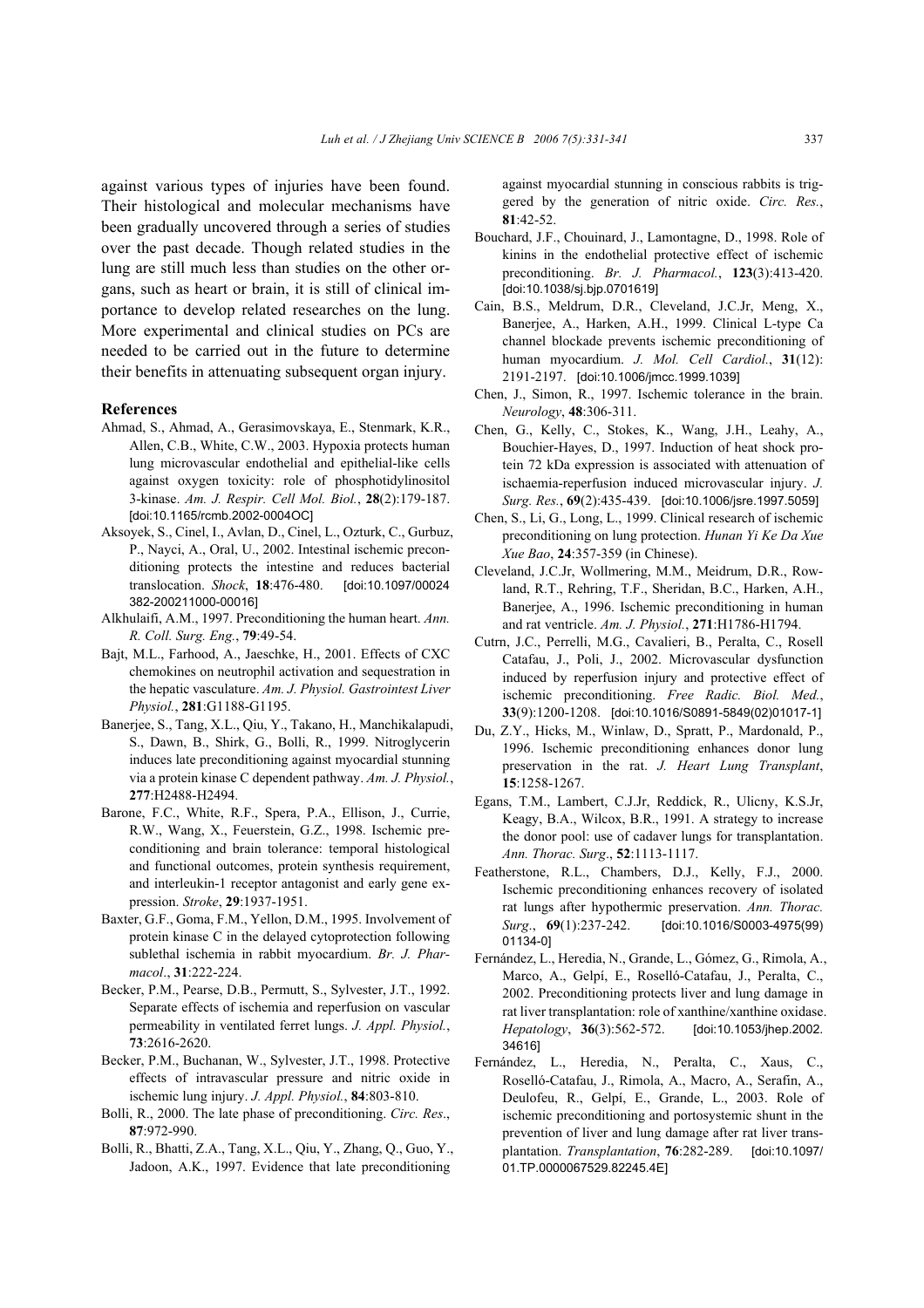against various types of injuries have been found. Their histological and molecular mechanisms have been gradually uncovered through a series of studies over the past decade. Though related studies in the lung are still much less than studies on the other organs, such as heart or brain, it is still of clinical importance to develop related researches on the lung. More experimental and clinical studies on PCs are needed to be carried out in the future to determine their benefits in attenuating subsequent organ injury.

## References

Ahmad, S., Ahmad, A., Gerasimovskaya, E., Stenmark, K.R., Allen, C.B., White, C.W., 2003. Hypoxia protects human lung microvascular endothelial and epithelial-like cells against oxygen toxicity: role of phosphotidylinositol 3-kinase. *Am. J. Respir. Cell Mol. Biol.*, **28**(2):179-187. [doi:10.1165/rcmb.2002-0004OC]

Aksoyek, S., Cinel, I., Avlan, D., Cinel, L., Ozturk, C., Gurbuz, P., Nayci, A., Oral, U., 2002. Intestinal ischemic preconditioning protects the intestine and reduces bacterial translocation. *Shock*, **18**:476-480. [doi:10.1097/00024382-200211000-00016]

Alkhulaifi, A.M., 1997. Preconditioning the human heart. *Ann. R. Coll. Surg. Eng.*, **79**:49-54.

Bajt, M.L., Farhood, A., Jaeschke, H., 2001. Effects of CXC chemokines on neutrophil activation and sequestration in the hepatic vasculature. *Am. J. Physiol. Gastrointest Liver Physiol.*, **281**:G1188-G1195.

Banerjee, S., Tang, X.L., Qiu, Y., Takano, H., Manchikalapudi, S., Dawn, B., Shirk, G., Bolli, R., 1999. Nitroglycerin induces late preconditioning against myocardial stunning via a protein kinase C dependent pathway. *Am. J. Physiol.*, **277**:H2488-H2494.

Barone, F.C., White, R.F., Spera, P.A., Ellison, J., Currie, R.W., Wang, X., Feuerstein, G.Z., 1998. Ischemic preconditioning and brain tolerance: temporal histological and functional outcomes, protein synthesis requirement, and interleukin-1 receptor antagonist and early gene expression. *Stroke*, **29**:1937-1951.

Baxter, G.F., Goma, F.M., Yellon, D.M., 1995. Involvement of protein kinase C in the delayed cytoprotection following sublethal ischemia in rabbit myocardium. *Br. J. Pharmacol.*, **31**:222-224.

Becker, P.M., Pearse, D.B., Permutt, S., Sylvester, J.T., 1992. Separate effects of ischemia and reperfusion on vascular permeability in ventilated ferret lungs. *J. Appl. Physiol.*, **73**:2616-2620.

Becker, P.M., Buchanan, W., Sylvester, J.T., 1998. Protective effects of intravascular pressure and nitric oxide in ischemic lung injury. *J. Appl. Physiol.*, **84**:803-810.

Bolli, R., 2000. The late phase of preconditioning. *Circ. Res.*, **87**:972-990.

Bolli, R., Bhatti, Z.A., Tang, X.L., Qiu, Y., Zhang, Q., Guo, Y., Jadoon, A.K., 1997. Evidence that late preconditioning against myocardial stunning in conscious rabbits is triggered by the generation of nitric oxide. *Circ. Res.*, **81**:42-52.

Bouchard, J.F., Chouinard, J., Lamontagne, D., 1998. Role of kinins in the endothelial protective effect of ischemic preconditioning. *Br. J. Pharmacol.*, **123**(3):413-420. [doi:10.1038/sj.bjp.0701619]

Cain, B.S., Meldrum, D.R., Cleveland, J.C.Jr, Meng, X., Banerjee, A., Harken, A.H., 1999. Clinical L-type Ca channel blockade prevents ischemic preconditioning of human myocardium. *J. Mol. Cell Cardiol.*, **31**(12): 2191-2197. [doi:10.1006/jmcc.1999.1039]

Chen, J., Simon, R., 1997. Ischemic tolerance in the brain. *Neurology*, **48**:306-311.

Chen, G., Kelly, C., Stokes, K., Wang, J.H., Leahy, A., Bouchier-Hayes, D., 1997. Induction of heat shock protein 72 kDa expression is associated with attenuation of ischaemia-reperfusion induced microvascular injury. *J. Surg. Res.*, **69**(2):435-439. [doi:10.1006/jsre.1997.5059]

Chen, S., Li, G., Long, L., 1999. Clinical research of ischemic preconditioning on lung protection. *Hunan Yi Ke Da Xue Xue Bao*, **24**:357-359 (in Chinese).

Cleveland, J.C.Jr, Wollmering, M.M., Meldrum, D.R., Rowland, R.T., Rehring, T.F., Sheridan, B.C., Harken, A.H., Banerjee, A., 1996. Ischemic preconditioning in human and rat ventricle. *Am. J. Physiol.*, **271**:H1786-H1794.

Cutrn, J.C., Perrelli, M.G., Cavalieri, B., Peralta, C., Rosell Catafau, J., Poli, J., 2002. Microvascular dysfunction induced by reperfusion injury and protective effect of ischemic preconditioning. *Free Radic. Biol. Med.*, **33**(9):1200-1208. [doi:10.1016/S0891-5849(02)01017-1]

Du, Z.Y., Hicks, M., Winlaw, D., Spratt, P., Mardonald, P., 1996. Ischemic preconditioning enhances donor lung preservation in the rat. *J. Heart Lung Transplant*, **15**:1258-1267.

Egans, T.M., Lambert, C.J.Jr, Reddick, R., Ulicny, K.S.Jr, Keagy, B.A., Wilcox, B.R., 1991. A strategy to increase the donor pool: use of cadaver lungs for transplantation. *Ann. Thorac. Surg*., **52**:1113-1117.

Featherstone, R.L., Chambers, D.J., Kelly, F.J., 2000. Ischemic preconditioning enhances recovery of isolated rat lungs after hypothermic preservation. *Ann. Thorac. Surg*., **69**(1):237-242. [doi:10.1016/S0003-4975(99)01134-0]

Fernández, L., Heredia, N., Grande, L., Gómez, G., Rimola, A., Marco, A., Gelpí, E., Roselló-Catafau, J., Peralta, C., 2002. Preconditioning protects liver and lung damage in rat liver transplantation: role of xanthine/xanthine oxidase. *Hepatology*, **36**(3):562-572. [doi:10.1053/jhep.2002.34616]

Fernández, L., Heredia, N., Peralta, C., Xaus, C., Roselló-Catafau, J., Rimola, A., Macro, A., Serafin, A., Deulofeu, R., Gelpí, E., Grande, L., 2003. Role of ischemic preconditioning and portosystemic shunt in the prevention of liver and lung damage after rat liver transplantation. *Transplantation*, **76**:282-289. [doi:10.1097/01.TP.0000067529.82245.4E]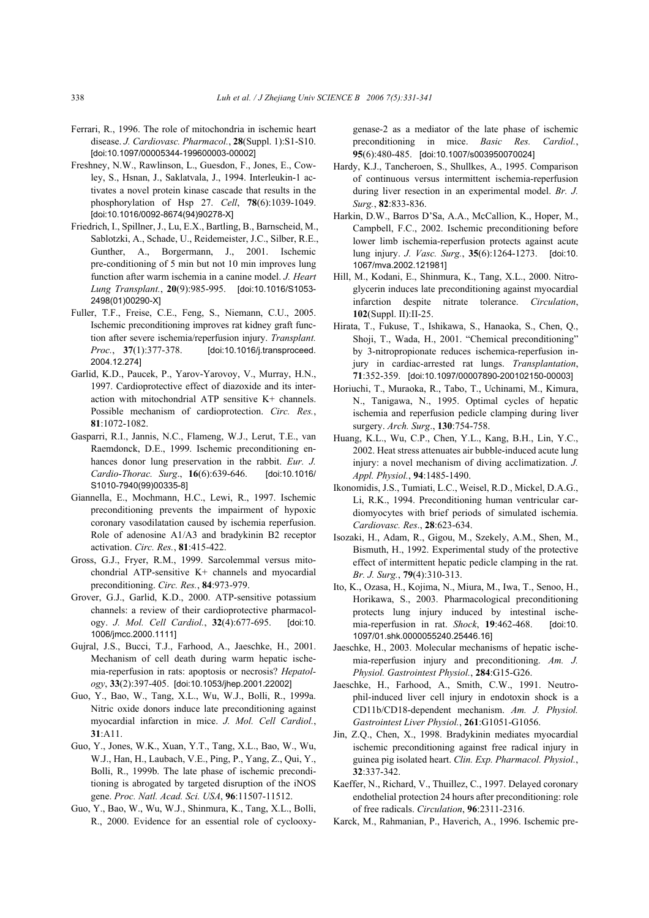Ferrari, R., 1996. The role of mitochondria in ischemic heart disease. *J. Cardiovasc. Pharmacol.*, **28**(Suppl. 1):S1-S10. [doi:10.1097/00005344-199600003-00002]

Freshney, N.W., Rawlinson, L., Guesdon, F., Jones, E., Cowley, S., Hsnan, J., Saklatvala, J., 1994. Interleukin-1 activates a novel protein kinase cascade that results in the phosphorylation of Hsp 27. *Cell*, **78**(6):1039-1049. [doi:10.1016/0092-8674(94)90278-X]

Friedrich, I., Spillner, J., Lu, E.X., Bartling, B., Barnscheid, M., Sablotzki, A., Schade, U., Reidemeister, J.C., Silber, R.E., Gunther, A., Borgermann, J., 2001. Ischemic pre-conditioning of 5 min but not 10 min improves lung function after warm ischemia in a canine model. *J. Heart Lung Transplant.*, **20**(9):985-995. [doi:10.1016/S1053-2498(01)00290-X]

Fuller, T.F., Freise, C.E., Feng, S., Niemann, C.U., 2005. Ischemic preconditioning improves rat kidney graft function after severe ischemia/reperfusion injury. *Transplant. Proc.*, **37**(1):377-378. [doi:10.1016/j.transproceed.2004.12.274]

Garlid, K.D., Paucek, P., Yarov-Yarovoy, V., Murray, H.N., 1997. Cardioprotective effect of diazoxide and its interaction with mitochondrial ATP sensitive K+ channels. Possible mechanism of cardioprotection. *Circ. Res.*, **81**:1072-1082.

Gasparri, R.I., Jannis, N.C., Flameng, W.J., Lerut, T.E., van Raemdonck, D.E., 1999. Ischemic preconditioning enhances donor lung preservation in the rabbit. *Eur. J. Cardio-Thorac. Surg*., **16**(6):639-646. [doi:10.1016/S1010-7940(99)00335-8]

Giannella, E., Mochmann, H.C., Lewi, R., 1997. Ischemic preconditioning prevents the impairment of hypoxic coronary vasodilatation caused by ischemia reperfusion. Role of adenosine A1/A3 and bradykinin B2 receptor activation. *Circ. Res.*, **81**:415-422.

Gross, G.J., Fryer, R.M., 1999. Sarcolemmal versus mitochondrial ATP-sensitive K+ channels and myocardial preconditioning. *Circ. Res.*, **84**:973-979.

Grover, G.J., Garlid, K.D., 2000. ATP-sensitive potassium channels: a review of their cardioprotective pharmacology. *J. Mol. Cell Cardiol.*, **32**(4):677-695. [doi:10.1006/jmcc.2000.1111]

Gujral, J.S., Bucci, T.J., Farhood, A., Jaeschke, H., 2001. Mechanism of cell death during warm hepatic ischemia-reperfusion in rats: apoptosis or necrosis? *Hepatology*, **33**(2):397-405. [doi:10.1053/jhep.2001.22002]

Guo, Y., Bao, W., Tang, X.L., Wu, W.J., Bolli, R., 1999a. Nitric oxide donors induce late preconditioning against myocardial infarction in mice. *J. Mol. Cell Cardiol.*, **31**:A11.

Guo, Y., Jones, W.K., Xuan, Y.T., Tang, X.L., Bao, W., Wu, W.J., Han, H., Laubach, V.E., Ping, P., Yang, Z., Qui, Y., Bolli, R., 1999b. The late phase of ischemic preconditioning is abrogated by targeted disruption of the iNOS gene. *Proc. Natl. Acad. Sci. USA*, **96**:11507-11512.

Guo, Y., Bao, W., Wu, W.J., Shinmura, K., Tang, X.L., Bolli, R., 2000. Evidence for an essential role of cyclooxygenase-2 as a mediator of the late phase of ischemic preconditioning in mice. *Basic Res. Cardiol.*, **95**(6):480-485. [doi:10.1007/s003950070024]

Hardy, K.J., Tancheroen, S., Shullkes, A., 1995. Comparison of continuous versus intermittent ischemia-reperfusion during liver resection in an experimental model. *Br. J. Surg.*, **82**:833-836.

Harkin, D.W., Barros D'Sa, A.A., McCallion, K., Hoper, M., Campbell, F.C., 2002. Ischemic preconditioning before lower limb ischemia-reperfusion protects against acute lung injury. *J. Vasc. Surg.*, **35**(6):1264-1273. [doi:10.1067/mva.2002.121981]

Hill, M., Kodani, E., Shinmura, K., Tang, X.L., 2000. Nitroglycerin induces late preconditioning against myocardial infarction despite nitrate tolerance. *Circulation*, **102**(Suppl. II):II-25.

Hirata, T., Fukuse, T., Ishikawa, S., Hanaoka, S., Chen, Q., Shoji, T., Wada, H., 2001. "Chemical preconditioning" by 3-nitropropionate reduces ischemica-reperfusion injury in cardiac-arrested rat lungs. *Transplantation*, **71**:352-359. [doi:10.1097/00007890-200102150-00003]

Horiuchi, T., Muraoka, R., Tabo, T., Uchinami, M., Kimura, N., Tanigawa, N., 1995. Optimal cycles of hepatic ischemia and reperfusion pedicle clamping during liver surgery. *Arch. Surg*., **130**:754-758.

Huang, K.L., Wu, C.P., Chen, Y.L., Kang, B.H., Lin, Y.C., 2002. Heat stress attenuates air bubble-induced acute lung injury: a novel mechanism of diving acclimatization. *J. Appl. Physiol.*, **94**:1485-1490.

Ikonomidis, J.S., Tumiati, L.C., Weisel, R.D., Mickel, D.A.G., Li, R.K., 1994. Preconditioning human ventricular cardiomyocytes with brief periods of simulated ischemia. *Cardiovasc. Res*., **28**:623-634.

Isozaki, H., Adam, R., Gigou, M., Szekely, A.M., Shen, M., Bismuth, H., 1992. Experimental study of the protective effect of intermittent hepatic pedicle clamping in the rat. *Br. J. Surg.*, **79**(4):310-313.

Ito, K., Ozasa, H., Kojima, N., Miura, M., Iwa, T., Senoo, H., Horikawa, S., 2003. Pharmacological preconditioning protects lung injury induced by intestinal ischemia-reperfusion in rat. *Shock*, **19**:462-468. [doi:10.1097/01.shk.0000055240.25446.16]

Jaeschke, H., 2003. Molecular mechanisms of hepatic ischemia-reperfusion injury and preconditioning. *Am. J. Physiol. Gastrointest Physiol.*, **284**:G15-G26.

Jaeschke, H., Farhood, A., Smith, C.W., 1991. Neutrophil-induced liver cell injury in endotoxin shock is a CD11b/CD18-dependent mechanism. *Am. J. Physiol. Gastrointest Liver Physiol.*, **261**:G1051-G1056.

Jin, Z.Q., Chen, X., 1998. Bradykinin mediates myocardial ischemic preconditioning against free radical injury in guinea pig isolated heart. *Clin. Exp. Pharmacol. Physiol.*, **32**:337-342.

Kaeffer, N., Richard, V., Thuillez, C., 1997. Delayed coronary endothelial protection 24 hours after preconditioning: role of free radicals. *Circulation*, **96**:2311-2316.

Karck, M., Rahmanian, P., Haverich, A., 1996. Ischemic pre-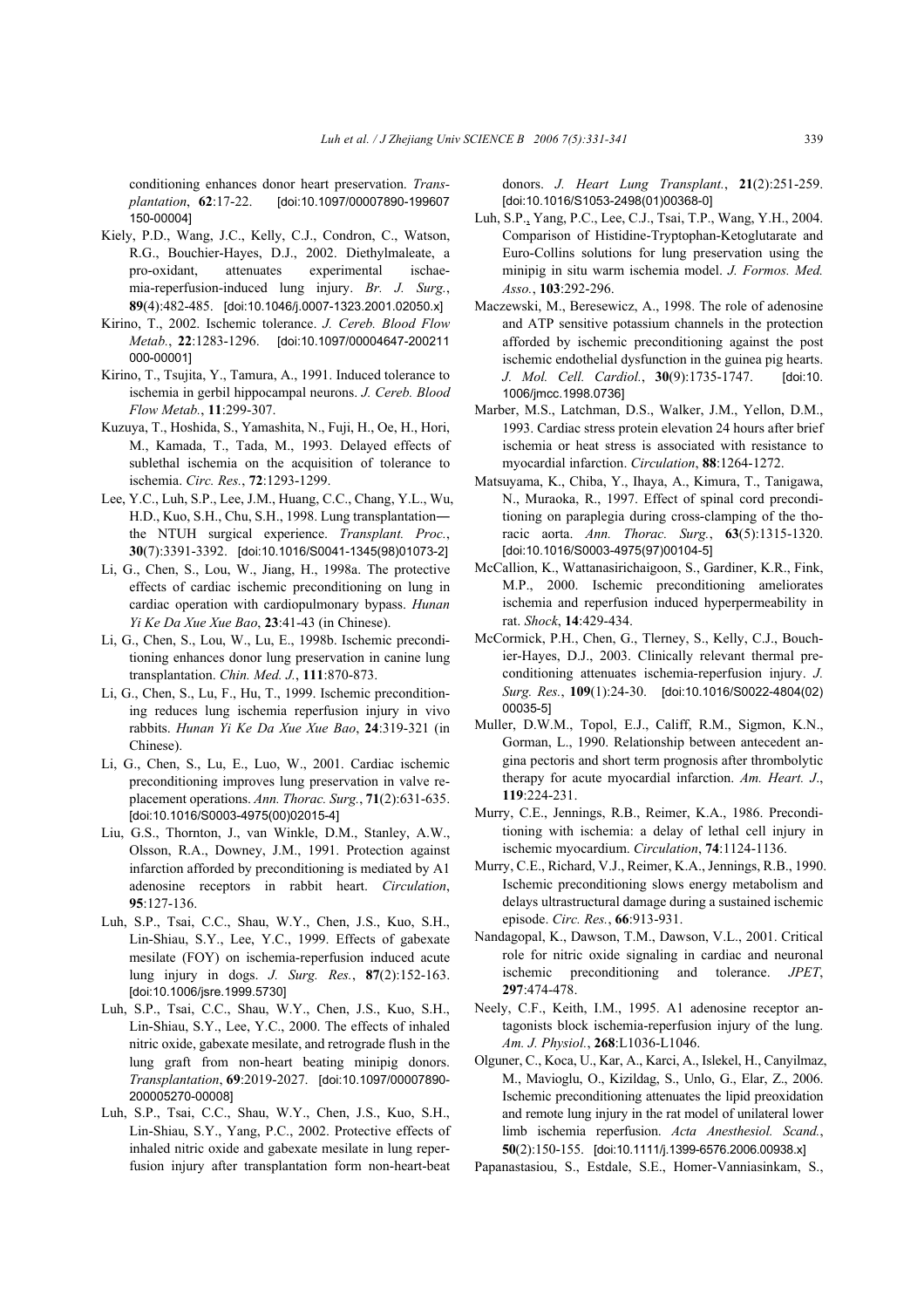conditioning enhances donor heart preservation. *Transplantation*, **62**:17-22. [doi:10.1097/00007890-199607150-00004]

Kiely, P.D., Wang, J.C., Kelly, C.J., Condron, C., Watson, R.G., Bouchier-Hayes, D.J., 2002. Diethylmaleate, a pro-oxidant, attenuates experimental ischaemia-reperfusion-induced lung injury. *Br. J. Surg.*, **89**(4):482-485. [doi:10.1046/j.0007-1323.2001.02050.x]

Kirino, T., 2002. Ischemic tolerance. *J. Cereb. Blood Flow Metab.*, **22**:1283-1296. [doi:10.1097/00004647-200211000-00001]

Kirino, T., Tsujita, Y., Tamura, A., 1991. Induced tolerance to ischemia in gerbil hippocampal neurons. *J. Cereb. Blood Flow Metab.*, **11**:299-307.

Kuzuya, T., Hoshida, S., Yamashita, N., Fuji, H., Oe, H., Hori, M., Kamada, T., Tada, M., 1993. Delayed effects of sublethal ischemia on the acquisition of tolerance to ischemia. *Circ. Res.*, **72**:1293-1299.

Lee, Y.C., Luh, S.P., Lee, J.M., Huang, C.C., Chang, Y.L., Wu, H.D., Kuo, S.H., Chu, S.H., 1998. Lung transplantation—the NTUH surgical experience. *Transplant. Proc.*, **30**(7):3391-3392. [doi:10.1016/S0041-1345(98)01073-2]

Li, G., Chen, S., Lou, W., Jiang, H., 1998a. The protective effects of cardiac ischemic preconditioning on lung in cardiac operation with cardiopulmonary bypass. *Hunan Yi Ke Da Xue Xue Bao*, **23**:41-43 (in Chinese).

Li, G., Chen, S., Lou, W., Lu, E., 1998b. Ischemic preconditioning enhances donor lung preservation in canine lung transplantation. *Chin. Med. J.*, **111**:870-873.

Li, G., Chen, S., Lu, F., Hu, T., 1999. Ischemic preconditioning reduces lung ischemia reperfusion injury in vivo rabbits. *Hunan Yi Ke Da Xue Xue Bao*, **24**:319-321 (in Chinese).

Li, G., Chen, S., Lu, E., Luo, W., 2001. Cardiac ischemic preconditioning improves lung preservation in valve replacement operations. *Ann. Thorac. Surg.*, **71**(2):631-635. [doi:10.1016/S0003-4975(00)02015-4]

Liu, G.S., Thornton, J., van Winkle, D.M., Stanley, A.W., Olsson, R.A., Downey, J.M., 1991. Protection against infarction afforded by preconditioning is mediated by A1 adenosine receptors in rabbit heart. *Circulation*, **95**:127-136.

Luh, S.P., Tsai, C.C., Shau, W.Y., Chen, J.S., Kuo, S.H., Lin-Shiau, S.Y., Lee, Y.C., 1999. Effects of gabexate mesilate (FOY) on ischemia-reperfusion induced acute lung injury in dogs. *J. Surg. Res.*, **87**(2):152-163. [doi:10.1006/jsre.1999.5730]

Luh, S.P., Tsai, C.C., Shau, W.Y., Chen, J.S., Kuo, S.H., Lin-Shiau, S.Y., Lee, Y.C., 2000. The effects of inhaled nitric oxide, gabexate mesilate, and retrograde flush in the lung graft from non-heart beating minipig donors. *Transplantation*, **69**:2019-2027. [doi:10.1097/00007890-200005270-00008]

Luh, S.P., Tsai, C.C., Shau, W.Y., Chen, J.S., Kuo, S.H., Lin-Shiau, S.Y., Yang, P.C., 2002. Protective effects of inhaled nitric oxide and gabexate mesilate in lung reperfusion injury after transplantation form non-heart-beat donors. *J. Heart Lung Transplant.*, **21**(2):251-259. [doi:10.1016/S1053-2498(01)00368-0]

Luh, S.P., Yang, P.C., Lee, C.J., Tsai, T.P., Wang, Y.H., 2004. Comparison of Histidine-Tryptophan-Ketoglutarate and Euro-Collins solutions for lung preservation using the minipig in situ warm ischemia model. *J. Formos. Med. Asso.*, **103**:292-296.

Maczewski, M., Beresewicz, A., 1998. The role of adenosine and ATP sensitive potassium channels in the protection afforded by ischemic preconditioning against the post ischemic endothelial dysfunction in the guinea pig hearts. *J. Mol. Cell. Cardiol.*, **30**(9):1735-1747. [doi:10.1006/jmcc.1998.0736]

Marber, M.S., Latchman, D.S., Walker, J.M., Yellon, D.M., 1993. Cardiac stress protein elevation 24 hours after brief ischemia or heat stress is associated with resistance to myocardial infarction. *Circulation*, **88**:1264-1272.

Matsuyama, K., Chiba, Y., Ihaya, A., Kimura, T., Tanigawa, N., Muraoka, R., 1997. Effect of spinal cord preconditioning on paraplegia during cross-clamping of the thoracic aorta. *Ann. Thorac. Surg.*, **63**(5):1315-1320. [doi:10.1016/S0003-4975(97)00104-5]

McCallion, K., Wattanasirichaigoon, S., Gardiner, K.R., Fink, M.P., 2000. Ischemic preconditioning ameliorates ischemia and reperfusion induced hyperpermeability in rat. *Shock*, **14**:429-434.

McCormick, P.H., Chen, G., Tlerney, S., Kelly, C.J., Bouchier-Hayes, D.J., 2003. Clinically relevant thermal preconditioning attenuates ischemia-reperfusion injury. *J. Surg. Res.*, **109**(1):24-30. [doi:10.1016/S0022-4804(02)00035-5]

Muller, D.W.M., Topol, E.J., Califf, R.M., Sigmon, K.N., Gorman, L., 1990. Relationship between antecedent angina pectoris and short term prognosis after thrombolytic therapy for acute myocardial infarction. *Am. Heart. J.*, **119**:224-231.

Murry, C.E., Jennings, R.B., Reimer, K.A., 1986. Preconditioning with ischemia: a delay of lethal cell injury in ischemic myocardium. *Circulation*, **74**:1124-1136.

Murry, C.E., Richard, V.J., Reimer, K.A., Jennings, R.B., 1990. Ischemic preconditioning slows energy metabolism and delays ultrastructural damage during a sustained ischemic episode. *Circ. Res.*, **66**:913-931.

Nandagopal, K., Dawson, T.M., Dawson, V.L., 2001. Critical role for nitric oxide signaling in cardiac and neuronal ischemic preconditioning and tolerance. *JPET*, **297**:474-478.

Neely, C.F., Keith, I.M., 1995. A1 adenosine receptor antagonists block ischemia-reperfusion injury of the lung. *Am. J. Physiol.*, **268**:L1036-L1046.

Olguner, C., Koca, U., Kar, A., Karci, A., Islekel, H., Canyilmaz, M., Mavioglu, O., Kizildag, S., Unlo, G., Elar, Z., 2006. Ischemic preconditioning attenuates the lipid preoxidation and remote lung injury in the rat model of unilateral lower limb ischemia reperfusion. *Acta Anesthesiol. Scand.*, **50**(2):150-155. [doi:10.1111/j.1399-6576.2006.00938.x]

Papanastasiou, S., Estdale, S.E., Homer-Vanniasinkam, S.,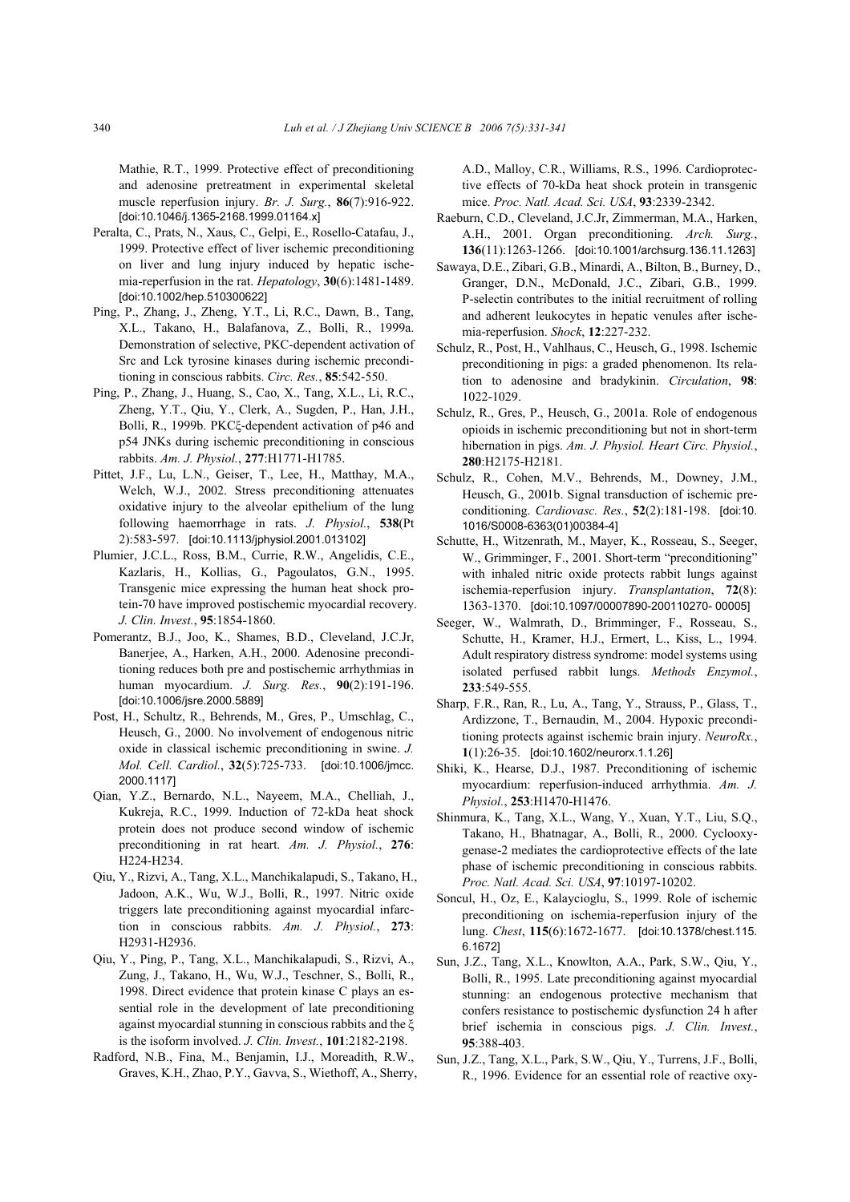Mathie, R.T., 1999. Protective effect of preconditioning and adenosine pretreatment in experimental skeletal muscle reperfusion injury. *Br. J. Surg.*, **86**(7):916-922. [doi:10.1046/j.1365-2168.1999.01164.x]

Peralta, C., Prats, N., Xaus, C., Gelpi, E., Rosello-Catafau, J., 1999. Protective effect of liver ischemic preconditioning on liver and lung injury induced by hepatic ischemia-reperfusion in the rat. *Hepatology*, **30**(6):1481-1489. [doi:10.1002/hep.510300622]

Ping, P., Zhang, J., Zheng, Y.T., Li, R.C., Dawn, B., Tang, X.L., Takano, H., Balafanova, Z., Bolli, R., 1999a. Demonstration of selective, PKC-dependent activation of Src and Lck tyrosine kinases during ischemic preconditioning in conscious rabbits. *Circ. Res.*, **85**:542-550.

Ping, P., Zhang, J., Huang, S., Cao, X., Tang, X.L., Li, R.C., Zheng, Y.T., Qiu, Y., Clerk, A., Sugden, P., Han, J.H., Bolli, R., 1999b. PKCξ-dependent activation of p46 and p54 JNKs during ischemic preconditioning in conscious rabbits. *Am. J. Physiol.*, **277**:H1771-H1785.

Pittet, J.F., Lu, L.N., Geiser, T., Lee, H., Matthay, M.A., Welch, W.J., 2002. Stress preconditioning attenuates oxidative injury to the alveolar epithelium of the lung following haemorrhage in rats. *J. Physiol.*, **538**(Pt 2):583-597. [doi:10.1113/jphysiol.2001.013102]

Plumier, J.C.L., Ross, B.M., Currie, R.W., Angelidis, C.E., Kazlaris, H., Kollias, G., Pagoulatos, G.N., 1995. Transgenic mice expressing the human heat shock protein-70 have improved postischemic myocardial recovery. *J. Clin. Invest.*, **95**:1854-1860.

Pomerantz, B.J., Joo, K., Shames, B.D., Cleveland, J.C.Jr, Banerjee, A., Harken, A.H., 2000. Adenosine preconditioning reduces both pre and postischemic arrhythmias in human myocardium. *J. Surg. Res.*, **90**(2):191-196. [doi:10.1006/jsre.2000.5889]

Post, H., Schultz, R., Behrends, M., Gres, P., Umschlag, C., Heusch, G., 2000. No involvement of endogenous nitric oxide in classical ischemic preconditioning in swine. *J. Mol. Cell. Cardiol.*, **32**(5):725-733. [doi:10.1006/jmcc.2000.1117]

Qian, Y.Z., Bernardo, N.L., Nayeem, M.A., Chelliah, J., Kukreja, R.C., 1999. Induction of 72-kDa heat shock protein does not produce second window of ischemic preconditioning in rat heart. *Am. J. Physiol.*, **276**:H224-H234.

Qiu, Y., Rizvi, A., Tang, X.L., Manchikalapudi, S., Takano, H., Jadoon, A.K., Wu, W.J., Bolli, R., 1997. Nitric oxide triggers late preconditioning against myocardial infarction in conscious rabbits. *Am. J. Physiol.*, **273**:H2931-H2936.

Qiu, Y., Ping, P., Tang, X.L., Manchikalapudi, S., Rizvi, A., Zung, J., Takano, H., Wu, W.J., Teschner, S., Bolli, R., 1998. Direct evidence that protein kinase C plays an essential role in the development of late preconditioning against myocardial stunning in conscious rabbits and the ξ is the isoform involved. *J. Clin. Invest.*, **101**:2182-2198.

Radford, N.B., Fina, M., Benjamin, I.J., Moreadith, R.W., Graves, K.H., Zhao, P.Y., Gavva, S., Wiethoff, A., Sherry, A.D., Malloy, C.R., Williams, R.S., 1996. Cardioprotective effects of 70-kDa heat shock protein in transgenic mice. *Proc. Natl. Acad. Sci. USA*, **93**:2339-2342.

Raeburn, C.D., Cleveland, J.C.Jr, Zimmerman, M.A., Harken, A.H., 2001. Organ preconditioning. *Arch. Surg.*, **136**(11):1263-1266. [doi:10.1001/archsurg.136.11.1263]

Sawaya, D.E., Zibari, G.B., Minardi, A., Bilton, B., Burney, D., Granger, D.N., McDonald, J.C., Zibari, G.B., 1999. P-selectin contributes to the initial recruitment of rolling and adherent leukocytes in hepatic venules after ischemia-reperfusion. *Shock*, **12**:227-232.

Schulz, R., Post, H., Vahlhaus, C., Heusch, G., 1998. Ischemic preconditioning in pigs: a graded phenomenon. Its relation to adenosine and bradykinin. *Circulation*, **98**:1022-1029.

Schulz, R., Gres, P., Heusch, G., 2001a. Role of endogenous opioids in ischemic preconditioning but not in short-term hibernation in pigs. *Am. J. Physiol. Heart Circ. Physiol.*, **280**:H2175-H2181.

Schulz, R., Cohen, M.V., Behrends, M., Downey, J.M., Heusch, G., 2001b. Signal transduction of ischemic preconditioning. *Cardiovasc. Res.*, **52**(2):181-198. [doi:10.1016/S0008-6363(01)00384-4]

Schutte, H., Witzenrath, M., Mayer, K., Rosseau, S., Seeger, W., Grimminger, F., 2001. Short-term "preconditioning" with inhaled nitric oxide protects rabbit lungs against ischemia-reperfusion injury. *Transplantation*, **72**(8):1363-1370. [doi:10.1097/00007890-200110270- 00005]

Seeger, W., Walmrath, D., Brimminger, F., Rosseau, S., Schutte, H., Kramer, H.J., Ermert, L., Kiss, L., 1994. Adult respiratory distress syndrome: model systems using isolated perfused rabbit lungs. *Methods Enzymol.*, **233**:549-555.

Sharp, F.R., Ran, R., Lu, A., Tang, Y., Strauss, P., Glass, T., Ardizzone, T., Bernaudin, M., 2004. Hypoxic preconditioning protects against ischemic brain injury. *NeuroRx.*, **1**(1):26-35. [doi:10.1602/neurorx.1.1.26]

Shiki, K., Hearse, D.J., 1987. Preconditioning of ischemic myocardium: reperfusion-induced arrhythmia. *Am. J. Physiol.*, **253**:H1470-H1476.

Shinmura, K., Tang, X.L., Wang, Y., Xuan, Y.T., Liu, S.Q., Takano, H., Bhatnagar, A., Bolli, R., 2000. Cyclooxygenase-2 mediates the cardioprotective effects of the late phase of ischemic preconditioning in conscious rabbits. *Proc. Natl. Acad. Sci. USA*, **97**:10197-10202.

Soncul, H., Oz, E., Kalaycioglu, S., 1999. Role of ischemic preconditioning on ischemia-reperfusion injury of the lung. *Chest*, **115**(6):1672-1677. [doi:10.1378/chest.115.6.1672]

Sun, J.Z., Tang, X.L., Knowlton, A.A., Park, S.W., Qiu, Y., Bolli, R., 1995. Late preconditioning against myocardial stunning: an endogenous protective mechanism that confers resistance to postischemic dysfunction 24 h after brief ischemia in conscious pigs. *J. Clin. Invest.*, **95**:388-403.

Sun, J.Z., Tang, X.L., Park, S.W., Qiu, Y., Turrens, J.F., Bolli, R., 1996. Evidence for an essential role of reactive oxy-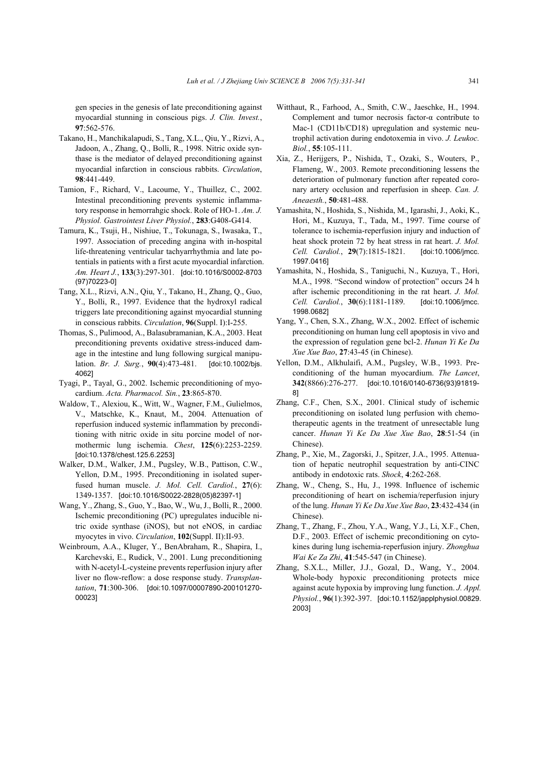gen species in the genesis of late preconditioning against myocardial stunning in conscious pigs. *J. Clin. Invest.*, **97**:562-576.

Takano, H., Manchikalapudi, S., Tang, X.L., Qiu, Y., Rizvi, A., Jadoon, A., Zhang, Q., Bolli, R., 1998. Nitric oxide synthase is the mediator of delayed preconditioning against myocardial infarction in conscious rabbits. *Circulation*, **98**:441-449.

Tamion, F., Richard, V., Lacoume, Y., Thuillez, C., 2002. Intestinal preconditioning prevents systemic inflammatory response in hemorrahgic shock. Role of HO-1. *Am. J. Physiol. Gastrointest Liver Physiol.*, **283**:G408-G414.

Tamura, K., Tsuji, H., Nishiue, T., Tokunaga, S., Iwasaka, T., 1997. Association of preceding angina with in-hospital life-threatening ventricular tachyarrhythmia and late potentials in patients with a first acute myocardial infarction. *Am. Heart J.*, **133**(3):297-301. [doi:10.1016/S0002-8703(97)70223-0]

Tang, X.L., Rizvi, A.N., Qiu, Y., Takano, H., Zhang, Q., Guo, Y., Bolli, R., 1997. Evidence that the hydroxyl radical triggers late preconditioning against myocardial stunning in conscious rabbits. *Circulation*, **96**(Suppl. I):I-255.

Thomas, S., Pulimood, A., Balasubramanian, K.A., 2003. Heat preconditioning prevents oxidative stress-induced damage in the intestine and lung following surgical manipulation. *Br. J. Surg.*, **90**(4):473-481. [doi:10.1002/bjs.4062]

Tyagi, P., Tayal, G., 2002. Ischemic preconditioning of myocardium. *Acta. Pharmacol. Sin.*, **23**:865-870.

Waldow, T., Alexiou, K., Witt, W., Wagner, F.M., Gulielmos, V., Matschke, K., Knaut, M., 2004. Attenuation of reperfusion induced systemic inflammation by preconditioning with nitric oxide in situ porcine model of normothermic lung ischemia. *Chest*, **125**(6):2253-2259. [doi:10.1378/chest.125.6.2253]

Walker, D.M., Walker, J.M., Pugsley, W.B., Pattison, C.W., Yellon, D.M., 1995. Preconditioning in isolated superfused human muscle. *J. Mol. Cell. Cardiol.*, **27**(6):1349-1357. [doi:10.1016/S0022-2828(05)82397-1]

Wang, Y., Zhang, S., Guo, Y., Bao, W., Wu, J., Bolli, R., 2000. Ischemic preconditioning (PC) upregulates inducible nitric oxide synthase (iNOS), but not eNOS, in cardiac myocytes in vivo. *Circulation*, **102**(Suppl. II):II-93.

Weinbroum, A.A., Kluger, Y., BenAbraham, R., Shapira, I., Karchevski, E., Rudick, V., 2001. Lung preconditioning with N-acetyl-L-cysteine prevents reperfusion injury after liver no flow-reflow: a dose response study. *Transplantation*, **71**:300-306. [doi:10.1097/00007890-200101270-00023]

Witthaut, R., Farhood, A., Smith, C.W., Jaeschke, H., 1994. Complement and tumor necrosis factor-α contribute to Mac-1 (CD11b/CD18) upregulation and systemic neutrophil activation during endotoxemia in vivo. *J. Leukoc. Biol.*, **55**:105-111.

Xia, Z., Herijgers, P., Nishida, T., Ozaki, S., Wouters, P., Flameng, W., 2003. Remote preconditioning lessens the deterioration of pulmonary function after repeated coronary artery occlusion and reperfusion in sheep. *Can. J. Aneaesth.*, **50**:481-488.

Yamashita, N., Hoshida, S., Nishida, M., Igarashi, J., Aoki, K., Hori, M., Kuzuya, T., Tada, M., 1997. Time course of tolerance to ischemia-reperfusion injury and induction of heat shock protein 72 by heat stress in rat heart. *J. Mol. Cell. Cardiol.*, **29**(7):1815-1821. [doi:10.1006/jmcc.1997.0416]

Yamashita, N., Hoshida, S., Taniguchi, N., Kuzuya, T., Hori, M.A., 1998. "Second window of protection" occurs 24 h after ischemic preconditioning in the rat heart. *J. Mol. Cell. Cardiol.*, **30**(6):1181-1189. [doi:10.1006/jmcc.1998.0682]

Yang, Y., Chen, S.X., Zhang, W.X., 2002. Effect of ischemic preconditioning on human lung cell apoptosis in vivo and the expression of regulation gene bcl-2. *Hunan Yi Ke Da Xue Xue Bao*, **27**:43-45 (in Chinese).

Yellon, D.M., Alkhulaifi, A.M., Pugsley, W.B., 1993. Preconditioning of the human myocardium. *The Lancet*, **342**(8866):276-277. [doi:10.1016/0140-6736(93)91819-8]

Zhang, C.F., Chen, S.X., 2001. Clinical study of ischemic preconditioning on isolated lung perfusion with chemotherapeutic agents in the treatment of unresectable lung cancer. *Hunan Yi Ke Da Xue Xue Bao*, **28**:51-54 (in Chinese).

Zhang, P., Xie, M., Zagorski, J., Spitzer, J.A., 1995. Attenuation of hepatic neutrophil sequestration by anti-CINC antibody in endotoxic rats. *Shock*, **4**:262-268.

Zhang, W., Cheng, S., Hu, J., 1998. Influence of ischemic preconditioning of heart on ischemia/reperfusion injury of the lung. *Hunan Yi Ke Da Xue Xue Bao*, **23**:432-434 (in Chinese).

Zhang, T., Zhang, F., Zhou, Y.A., Wang, Y.J., Li, X.F., Chen, D.F., 2003. Effect of ischemic preconditioning on cytokines during lung ischemia-reperfusion injury. *Zhonghua Wai Ke Za Zhi*, **41**:545-547 (in Chinese).

Zhang, S.X.L., Miller, J.J., Gozal, D., Wang, Y., 2004. Whole-body hypoxic preconditioning protects mice against acute hypoxia by improving lung function. *J. Appl. Physiol.*, **96**(1):392-397. [doi:10.1152/japplphysiol.00829.2003]